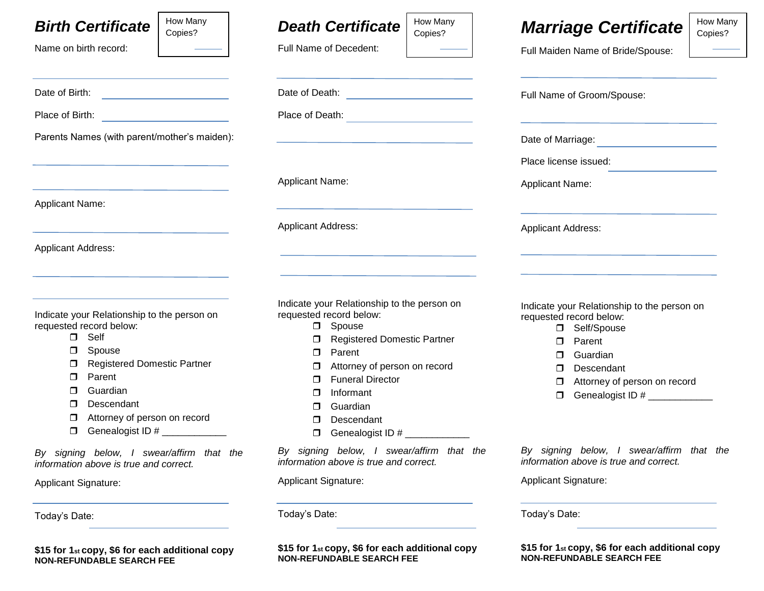## Birth Certificate

How Many Copies? ______

Name on birth record:

______________________________

Date of Birth: ______________________________

Place of Birth: ______________________________

Parents Names (with parent/mother's maiden):

______________________________

______________________________

Applicant Name:

______________________________

Applicant Address:

______________________________

______________________________

Indicate your Relationship to the person on requested record below:

- ❒ Self
- ❒ Spouse
- ❒ Registered Domestic Partner
- ❒ Parent
- ❒ Guardian
- ❒ Descendant
- ❒ Attorney of person on record
- ❒ Genealogist ID # ____________

*By signing below, I swear/affirm that the information above is true and correct.*

Applicant Signature:

______________________________

Today's Date: ______________________________

**$15 for 1st copy, $6 for each additional copy**
**NON-REFUNDABLE SEARCH FEE**

## Death Certificate

How Many Copies? ______

Full Name of Decedent:

______________________________

Date of Death: ______________________________

Place of Death: ______________________________

______________________________

Applicant Name:

______________________________

Applicant Address:

______________________________

______________________________

Indicate your Relationship to the person on requested record below:

- ❒ Spouse
- ❒ Registered Domestic Partner
- ❒ Parent
- ❒ Attorney of person on record
- ❒ Funeral Director
- ❒ Informant
- ❒ Guardian
- ❒ Descendant
- ❒ Genealogist ID # ____________

*By signing below, I swear/affirm that the information above is true and correct.*

Applicant Signature:

______________________________

Today's Date: ______________________________

**$15 for 1st copy, $6 for each additional copy**
**NON-REFUNDABLE SEARCH FEE**

## Marriage Certificate

How Many Copies? ______

Full Maiden Name of Bride/Spouse:

______________________________

Full Name of Groom/Spouse:

______________________________

Date of Marriage: ______________________________

Place license issued: ______________________________

Applicant Name:

______________________________

Applicant Address:

______________________________

______________________________

Indicate your Relationship to the person on requested record below:

- ❒ Self/Spouse
- ❒ Parent
- ❒ Guardian
- ❒ Descendant
- ❒ Attorney of person on record
- ❒ Genealogist ID # ____________

*By signing below, I swear/affirm that the information above is true and correct.*

Applicant Signature:

______________________________

Today's Date: ______________________________

**$15 for 1st copy, $6 for each additional copy**
**NON-REFUNDABLE SEARCH FEE**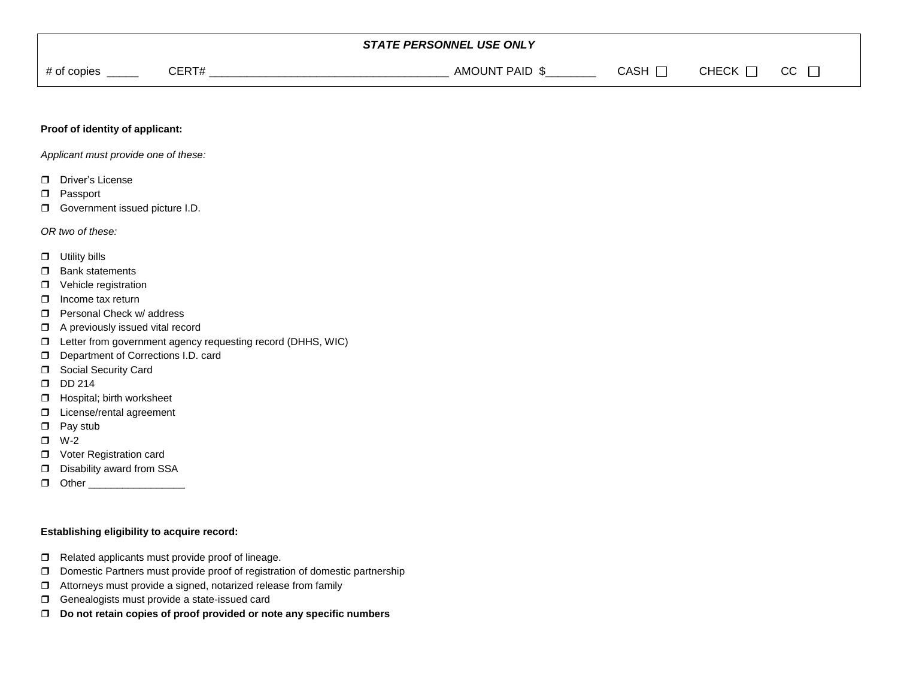**STATE PERSONNEL USE ONLY**

# of copies _____ CERT# ____________________________________ AMOUNT PAID $_______ CASH ☐ CHECK ☐ CC ☐

**Proof of identity of applicant:**

*Applicant must provide one of these:*

- ☐ Driver's License
- ☐ Passport
- ☐ Government issued picture I.D.

*OR two of these:*

- ☐ Utility bills
- ☐ Bank statements
- ☐ Vehicle registration
- ☐ Income tax return
- ☐ Personal Check w/ address
- ☐ A previously issued vital record
- ☐ Letter from government agency requesting record (DHHS, WIC)
- ☐ Department of Corrections I.D. card
- ☐ Social Security Card
- ☐ DD 214
- ☐ Hospital; birth worksheet
- ☐ License/rental agreement
- ☐ Pay stub
- ☐ W-2
- ☐ Voter Registration card
- ☐ Disability award from SSA
- ☐ Other ________________

**Establishing eligibility to acquire record:**

- ☐ Related applicants must provide proof of lineage.
- ☐ Domestic Partners must provide proof of registration of domestic partnership
- ☐ Attorneys must provide a signed, notarized release from family
- ☐ Genealogists must provide a state-issued card
- ☐ **Do not retain copies of proof provided or note any specific numbers**